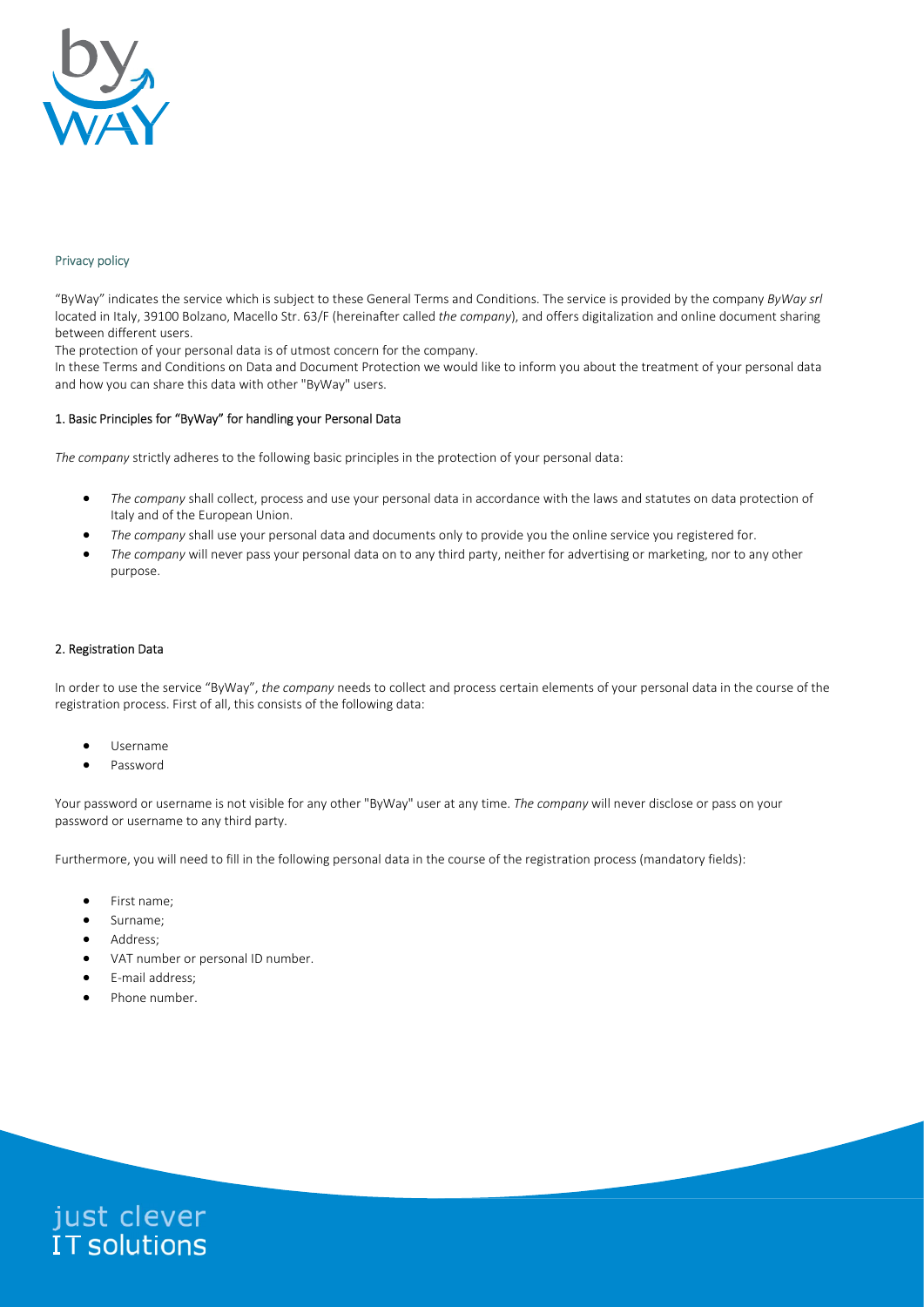## Privacy policy

"ByWay" indicates the service which is subject to these General Terms and Conditions. The service is provided by the company *ByWay srl* located in Italy, 39100 Bolzano, Macello Str. 63/F (hereinafter called *the company*), and offers digitalization and online document sharing between different users.

The protection of your personal data is of utmost concern for the company.

In these Terms and Conditions on Data and Document Protection we would like to inform you about the treatment of your personal data and how you can share this data with other "ByWay" users.

### 1. Basic Principles for "ByWay" for handling your Personal Data

*The company* strictly adheres to the following basic principles in the protection of your personal data:

- *The company* shall collect, process and use your personal data in accordance with the laws and statutes on data protection of Italy and of the European Union.
- *The company* shall use your personal data and documents only to provide you the online service you registered for.
- *The company* will never pass your personal data on to any third party, neither for advertising or marketing, nor to any other purpose.

### 2. Registration Data

In order to use the service "ByWay", *the company* needs to collect and process certain elements of your personal data in the course of the registration process. First of all, this consists of the following data:

- Username
- Password

Your password or username is not visible for any other "ByWay" user at any time. *The company* will never disclose or pass on your password or username to any third party.

Furthermore, you will need to fill in the following personal data in the course of the registration process (mandatory fields):

- First name;
- Surname;
- Address;
- VAT number or personal ID number.
- E-mail address;
- Phone number.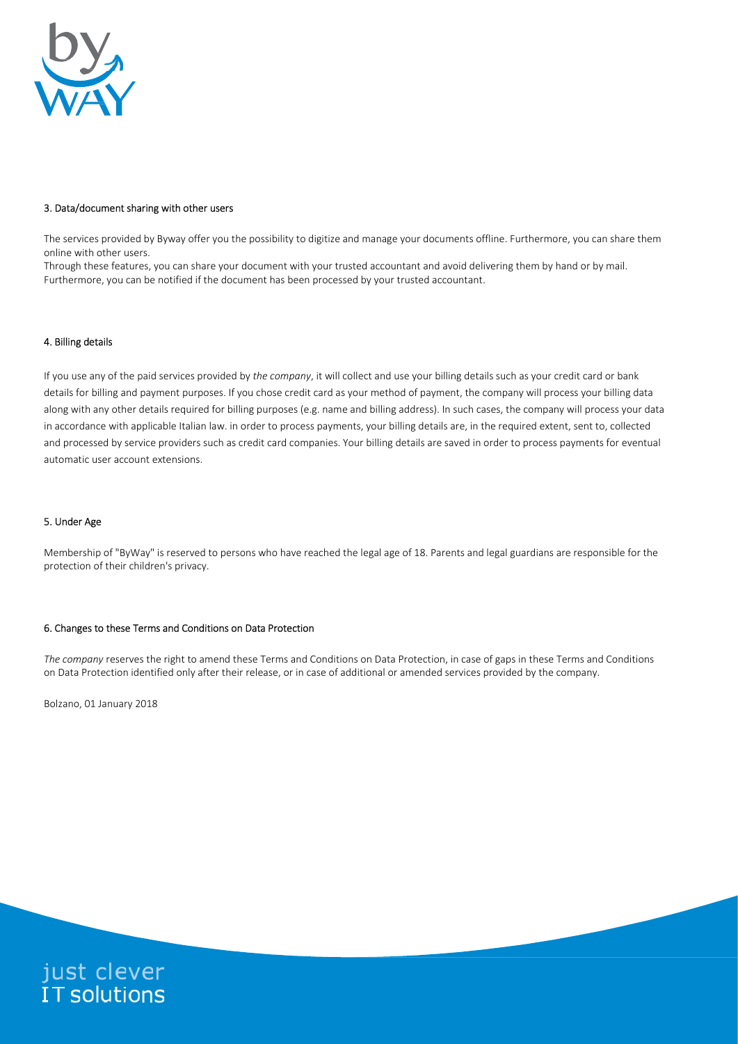### 3. Data/document sharing with other users

The services provided by Byway offer you the possibility to digitize and manage your documents offline. Furthermore, you can share them online with other users.

Through these features, you can share your document with your trusted accountant and avoid delivering them by hand or by mail. Furthermore, you can be notified if the document has been processed by your trusted accountant.

### 4. Billing details

If you use any of the paid services provided by *the company*, it will collect and use your billing details such as your credit card or bank details for billing and payment purposes. If you chose credit card as your method of payment, the company will process your billing data along with any other details required for billing purposes (e.g. name and billing address). In such cases, the company will process your data in accordance with applicable Italian law. in order to process payments, your billing details are, in the required extent, sent to, collected and processed by service providers such as credit card companies. Your billing details are saved in order to process payments for eventual automatic user account extensions.

### 5. Under Age

Membership of "ByWay" is reserved to persons who have reached the legal age of 18. Parents and legal guardians are responsible for the protection of their children's privacy.

### 6. Changes to these Terms and Conditions on Data Protection

*The company* reserves the right to amend these Terms and Conditions on Data Protection, in case of gaps in these Terms and Conditions on Data Protection identified only after their release, or in case of additional or amended services provided by the company.

Bolzano, 01 January 2018